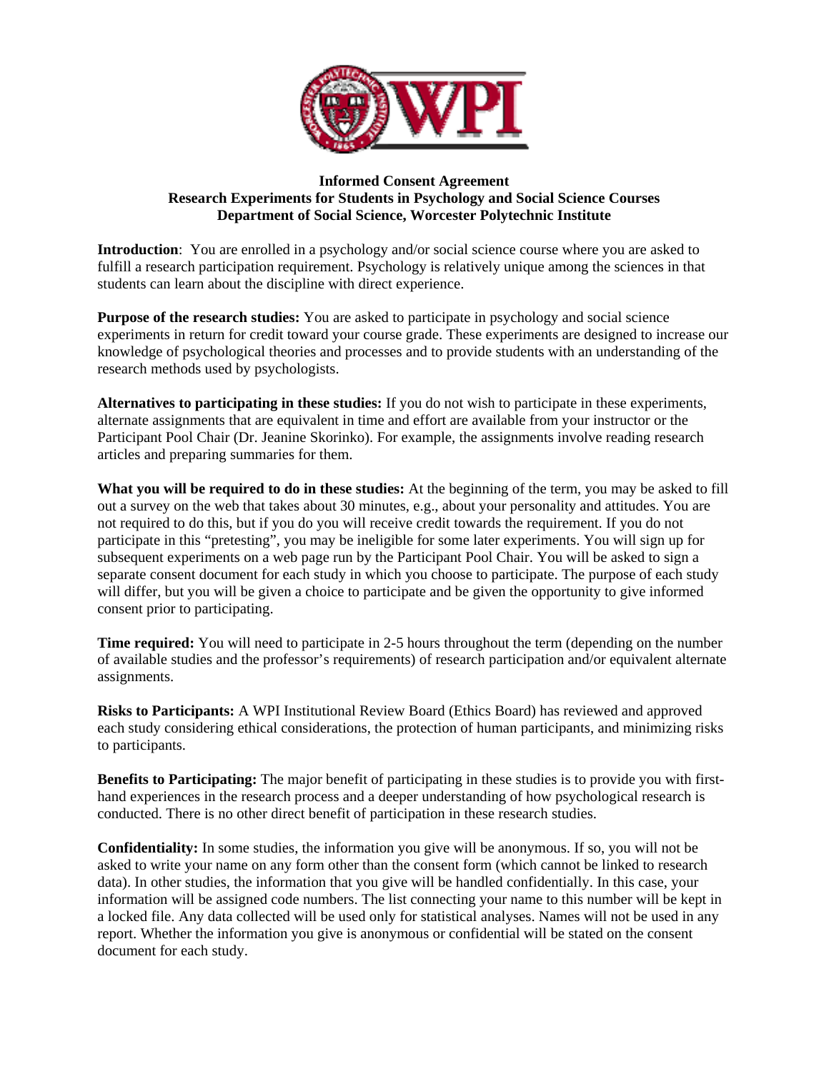**Informed Consent Agreement**
**Research Experiments for Students in Psychology and Social Science Courses**
**Department of Social Science, Worcester Polytechnic Institute**

**Introduction**: You are enrolled in a psychology and/or social science course where you are asked to fulfill a research participation requirement. Psychology is relatively unique among the sciences in that students can learn about the discipline with direct experience.

**Purpose of the research studies:** You are asked to participate in psychology and social science experiments in return for credit toward your course grade. These experiments are designed to increase our knowledge of psychological theories and processes and to provide students with an understanding of the research methods used by psychologists.

**Alternatives to participating in these studies:** If you do not wish to participate in these experiments, alternate assignments that are equivalent in time and effort are available from your instructor or the Participant Pool Chair (Dr. Jeanine Skorinko). For example, the assignments involve reading research articles and preparing summaries for them.

**What you will be required to do in these studies:** At the beginning of the term, you may be asked to fill out a survey on the web that takes about 30 minutes, e.g., about your personality and attitudes. You are not required to do this, but if you do you will receive credit towards the requirement. If you do not participate in this "pretesting", you may be ineligible for some later experiments. You will sign up for subsequent experiments on a web page run by the Participant Pool Chair. You will be asked to sign a separate consent document for each study in which you choose to participate. The purpose of each study will differ, but you will be given a choice to participate and be given the opportunity to give informed consent prior to participating.

**Time required:** You will need to participate in 2-5 hours throughout the term (depending on the number of available studies and the professor's requirements) of research participation and/or equivalent alternate assignments.

**Risks to Participants:** A WPI Institutional Review Board (Ethics Board) has reviewed and approved each study considering ethical considerations, the protection of human participants, and minimizing risks to participants.

**Benefits to Participating:** The major benefit of participating in these studies is to provide you with first-hand experiences in the research process and a deeper understanding of how psychological research is conducted. There is no other direct benefit of participation in these research studies.

**Confidentiality:** In some studies, the information you give will be anonymous. If so, you will not be asked to write your name on any form other than the consent form (which cannot be linked to research data). In other studies, the information that you give will be handled confidentially. In this case, your information will be assigned code numbers. The list connecting your name to this number will be kept in a locked file. Any data collected will be used only for statistical analyses. Names will not be used in any report. Whether the information you give is anonymous or confidential will be stated on the consent document for each study.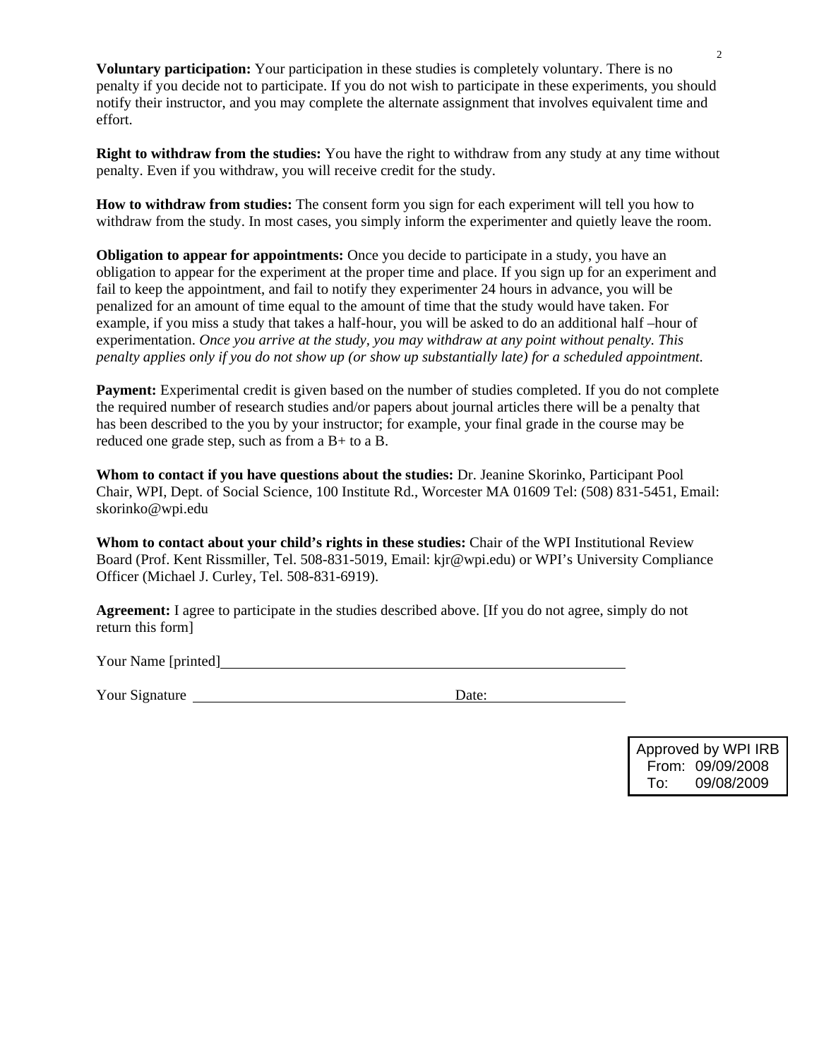**Voluntary participation:** Your participation in these studies is completely voluntary. There is no penalty if you decide not to participate. If you do not wish to participate in these experiments, you should notify their instructor, and you may complete the alternate assignment that involves equivalent time and effort.

**Right to withdraw from the studies:** You have the right to withdraw from any study at any time without penalty. Even if you withdraw, you will receive credit for the study.

**How to withdraw from studies:** The consent form you sign for each experiment will tell you how to withdraw from the study. In most cases, you simply inform the experimenter and quietly leave the room.

**Obligation to appear for appointments:** Once you decide to participate in a study, you have an obligation to appear for the experiment at the proper time and place. If you sign up for an experiment and fail to keep the appointment, and fail to notify they experimenter 24 hours in advance, you will be penalized for an amount of time equal to the amount of time that the study would have taken. For example, if you miss a study that takes a half-hour, you will be asked to do an additional half –hour of experimentation. *Once you arrive at the study, you may withdraw at any point without penalty. This penalty applies only if you do not show up (or show up substantially late) for a scheduled appointment.*

**Payment:** Experimental credit is given based on the number of studies completed. If you do not complete the required number of research studies and/or papers about journal articles there will be a penalty that has been described to the you by your instructor; for example, your final grade in the course may be reduced one grade step, such as from a B+ to a B.

**Whom to contact if you have questions about the studies:** Dr. Jeanine Skorinko, Participant Pool Chair, WPI, Dept. of Social Science, 100 Institute Rd., Worcester MA 01609 Tel: (508) 831-5451, Email: skorinko@wpi.edu

**Whom to contact about your child's rights in these studies:** Chair of the WPI Institutional Review Board (Prof. Kent Rissmiller, Tel. 508-831-5019, Email: kjr@wpi.edu) or WPI's University Compliance Officer (Michael J. Curley, Tel. 508-831-6919).

**Agreement:** I agree to participate in the studies described above. [If you do not agree, simply do not return this form]

Your Name [printed]\_\_\_\_\_\_\_\_\_\_\_\_\_\_\_\_\_\_\_\_\_\_\_\_\_\_\_\_\_\_\_\_\_\_\_\_\_\_\_\_\_\_\_\_\_\_\_\_

Your Signature \_\_\_\_\_\_\_\_\_\_\_\_\_\_\_\_\_\_\_\_\_\_\_\_\_\_\_\_\_\_\_\_ Date:\_\_\_\_\_\_\_\_\_\_\_\_\_\_\_\_

Approved by WPI IRB
From: 09/09/2008
To: 09/08/2009